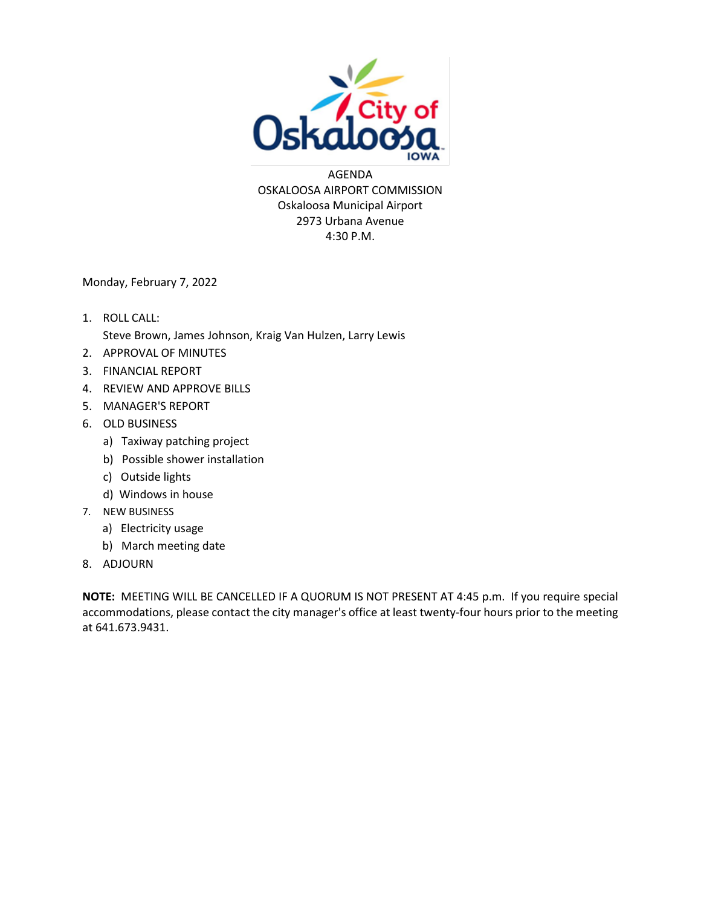# City of Oskaloosa IOWA

AGENDA
OSKALOOSA AIRPORT COMMISSION
Oskaloosa Municipal Airport
2973 Urbana Avenue
4:30 P.M.

Monday, February 7, 2022

1. ROLL CALL:
   Steve Brown, James Johnson, Kraig Van Hulzen, Larry Lewis
2. APPROVAL OF MINUTES
3. FINANCIAL REPORT
4. REVIEW AND APPROVE BILLS
5. MANAGER'S REPORT
6. OLD BUSINESS
   a) Taxiway patching project
   b) Possible shower installation
   c) Outside lights
   d) Windows in house
7. NEW BUSINESS
   a) Electricity usage
   b) March meeting date
8. ADJOURN

**NOTE:** MEETING WILL BE CANCELLED IF A QUORUM IS NOT PRESENT AT 4:45 p.m. If you require special accommodations, please contact the city manager's office at least twenty-four hours prior to the meeting at 641.673.9431.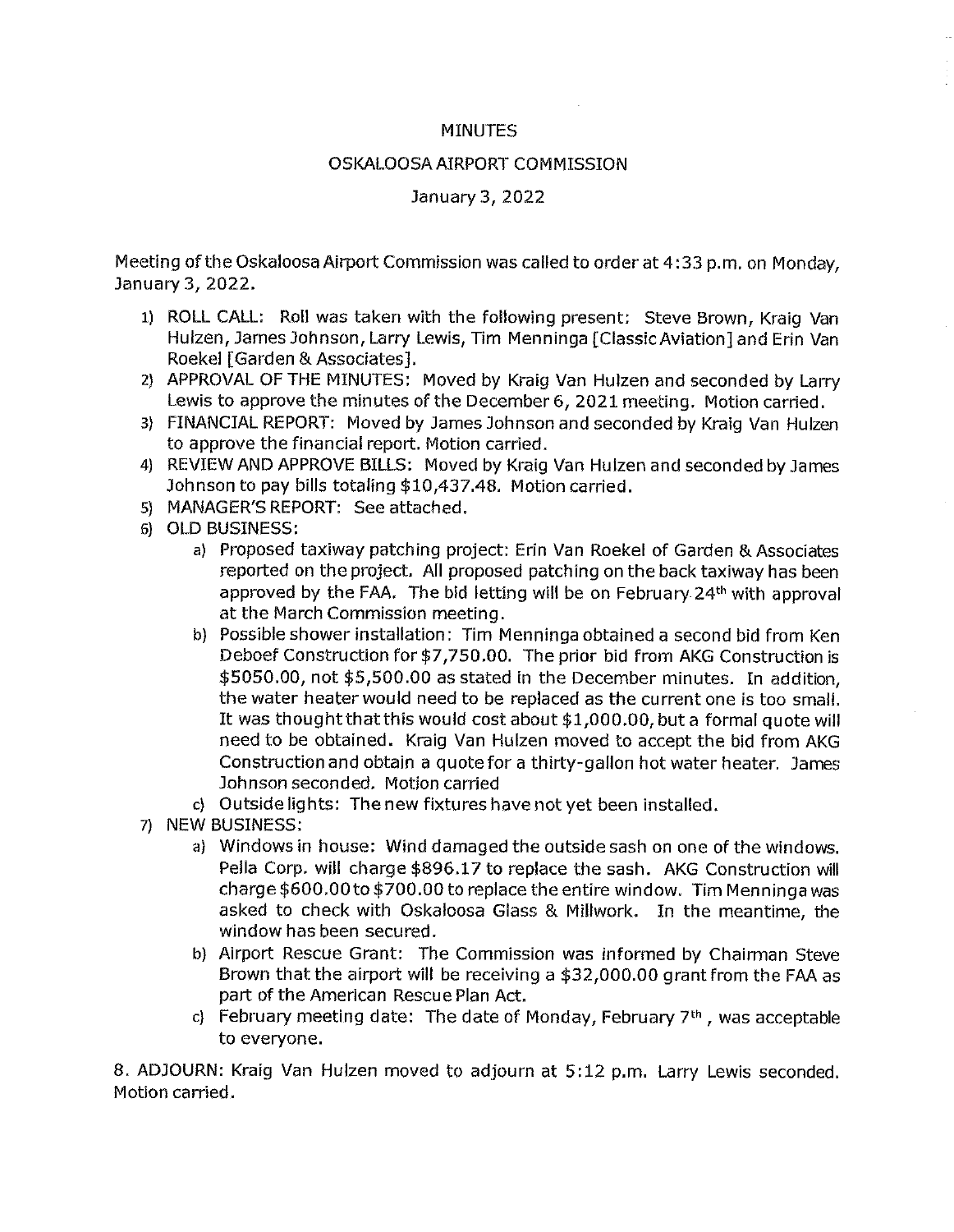# MINUTES

## OSKALOOSA AIRPORT COMMISSION

### January 3, 2022

Meeting of the Oskaloosa Airport Commission was called to order at 4:33 p.m. on Monday, January 3, 2022.

1) ROLL CALL: Roll was taken with the following present: Steve Brown, Kraig Van Hulzen, James Johnson, Larry Lewis, Tim Menninga [Classic Aviation] and Erin Van Roekel [Garden & Associates].
2) APPROVAL OF THE MINUTES: Moved by Kraig Van Hulzen and seconded by Larry Lewis to approve the minutes of the December 6, 2021 meeting. Motion carried.
3) FINANCIAL REPORT: Moved by James Johnson and seconded by Kraig Van Hulzen to approve the financial report. Motion carried.
4) REVIEW AND APPROVE BILLS: Moved by Kraig Van Hulzen and seconded by James Johnson to pay bills totaling $10,437.48. Motion carried.
5) MANAGER'S REPORT: See attached.
6) OLD BUSINESS:
   a) Proposed taxiway patching project: Erin Van Roekel of Garden & Associates reported on the project. All proposed patching on the back taxiway has been approved by the FAA. The bid letting will be on February 24th with approval at the March Commission meeting.
   b) Possible shower installation: Tim Menninga obtained a second bid from Ken Deboef Construction for $7,750.00. The prior bid from AKG Construction is $5050.00, not $5,500.00 as stated in the December minutes. In addition, the water heater would need to be replaced as the current one is too small. It was thought that this would cost about $1,000.00, but a formal quote will need to be obtained. Kraig Van Hulzen moved to accept the bid from AKG Construction and obtain a quote for a thirty-gallon hot water heater. James Johnson seconded. Motion carried
   c) Outside lights: The new fixtures have not yet been installed.
7) NEW BUSINESS:
   a) Windows in house: Wind damaged the outside sash on one of the windows. Pella Corp. will charge $896.17 to replace the sash. AKG Construction will charge $600.00 to $700.00 to replace the entire window. Tim Menninga was asked to check with Oskaloosa Glass & Millwork. In the meantime, the window has been secured.
   b) Airport Rescue Grant: The Commission was informed by Chairman Steve Brown that the airport will be receiving a $32,000.00 grant from the FAA as part of the American Rescue Plan Act.
   c) February meeting date: The date of Monday, February 7th, was acceptable to everyone.

8. ADJOURN: Kraig Van Hulzen moved to adjourn at 5:12 p.m. Larry Lewis seconded. Motion carried.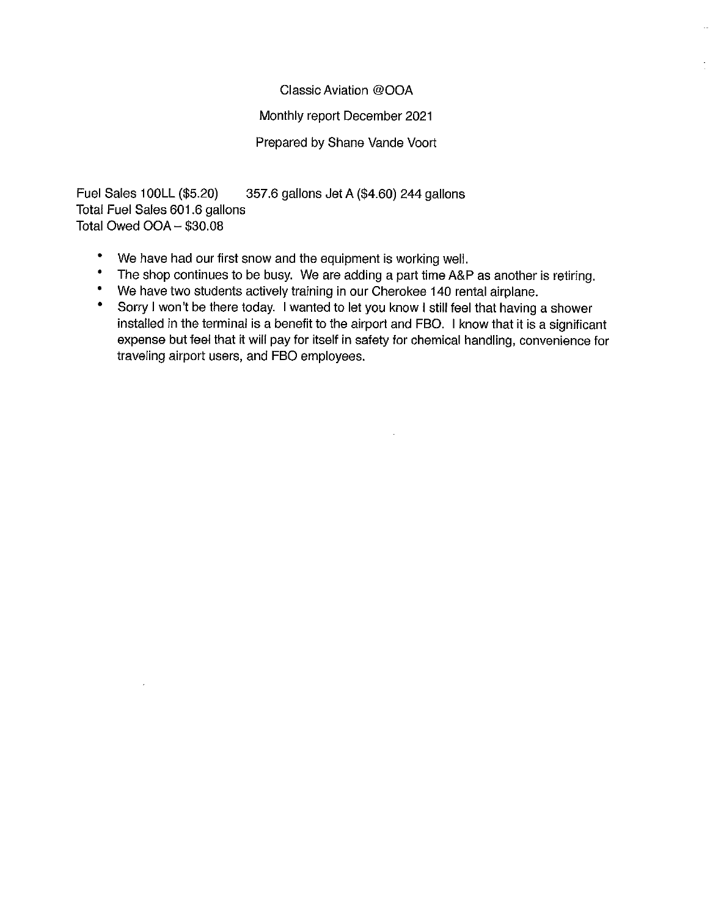Classic Aviation @OOA

Monthly report December 2021

Prepared by Shane Vande Voort

Fuel Sales 100LL ($5.20) 357.6 gallons Jet A ($4.60) 244 gallons
Total Fuel Sales 601.6 gallons
Total Owed OOA – $30.08

- We have had our first snow and the equipment is working well.
- The shop continues to be busy. We are adding a part time A&P as another is retiring.
- We have two students actively training in our Cherokee 140 rental airplane.
- Sorry I won't be there today. I wanted to let you know I still feel that having a shower installed in the terminal is a benefit to the airport and FBO. I know that it is a significant expense but feel that it will pay for itself in safety for chemical handling, convenience for traveling airport users, and FBO employees.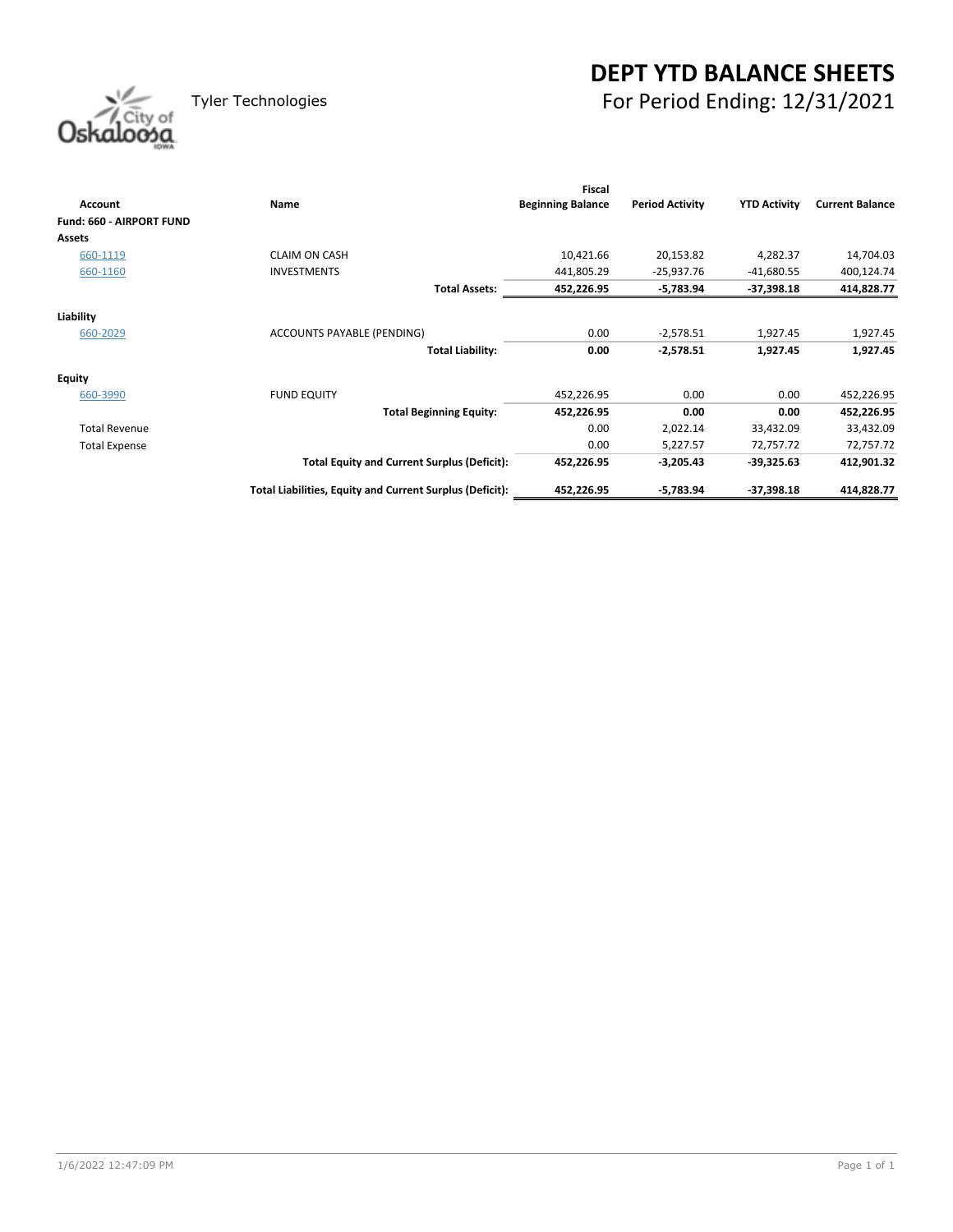# DEPT YTD BALANCE SHEETS

Tyler Technologies

## For Period Ending: 12/31/2021

| Account | Name | Fiscal Beginning Balance | Period Activity | YTD Activity | Current Balance |
|---|---|---|---|---|---|
| **Fund: 660 - AIRPORT FUND** | | | | | |
| **Assets** | | | | | |
| 660-1119 | CLAIM ON CASH | 10,421.66 | 20,153.82 | 4,282.37 | 14,704.03 |
| 660-1160 | INVESTMENTS | 441,805.29 | -25,937.76 | -41,680.55 | 400,124.74 |
| | **Total Assets:** | **452,226.95** | **-5,783.94** | **-37,398.18** | **414,828.77** |
| **Liability** | | | | | |
| 660-2029 | ACCOUNTS PAYABLE (PENDING) | 0.00 | -2,578.51 | 1,927.45 | 1,927.45 |
| | **Total Liability:** | **0.00** | **-2,578.51** | **1,927.45** | **1,927.45** |
| **Equity** | | | | | |
| 660-3990 | FUND EQUITY | 452,226.95 | 0.00 | 0.00 | 452,226.95 |
| | **Total Beginning Equity:** | **452,226.95** | **0.00** | **0.00** | **452,226.95** |
| Total Revenue | | 0.00 | 2,022.14 | 33,432.09 | 33,432.09 |
| Total Expense | | 0.00 | 5,227.57 | 72,757.72 | 72,757.72 |
| | **Total Equity and Current Surplus (Deficit):** | **452,226.95** | **-3,205.43** | **-39,325.63** | **412,901.32** |
| | **Total Liabilities, Equity and Current Surplus (Deficit):** | **452,226.95** | **-5,783.94** | **-37,398.18** | **414,828.77** |

1/6/2022 12:47:09 PM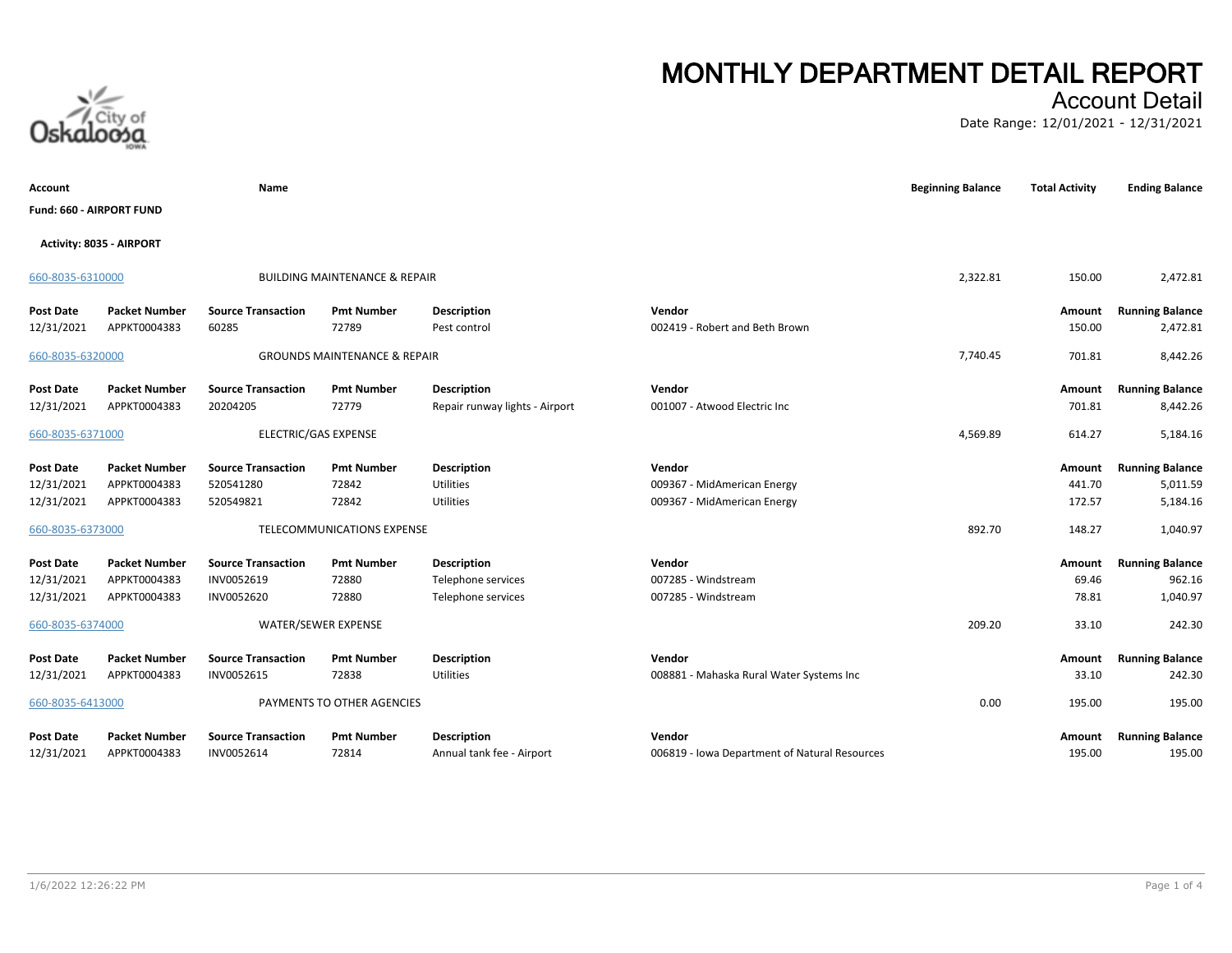# MONTHLY DEPARTMENT DETAIL REPORT

## Account Detail

Date Range: 12/01/2021 - 12/31/2021

| Account | Name | Beginning Balance | Total Activity | Ending Balance |
|---|---|---|---|---|

**Fund: 660 - AIRPORT FUND**

**Activity: 8035 - AIRPORT**

| 660-8035-6310000 | BUILDING MAINTENANCE & REPAIR | 2,322.81 | 150.00 | 2,472.81 |
|---|---|---|---|---|

| Post Date | Packet Number | Source Transaction | Pmt Number | Description | Vendor | Amount | Running Balance |
|---|---|---|---|---|---|---|---|
| 12/31/2021 | APPKT0004383 | 60285 | 72789 | Pest control | 002419 - Robert and Beth Brown | 150.00 | 2,472.81 |

| 660-8035-6320000 | GROUNDS MAINTENANCE & REPAIR | 7,740.45 | 701.81 | 8,442.26 |
|---|---|---|---|---|

| Post Date | Packet Number | Source Transaction | Pmt Number | Description | Vendor | Amount | Running Balance |
|---|---|---|---|---|---|---|---|
| 12/31/2021 | APPKT0004383 | 20204205 | 72779 | Repair runway lights - Airport | 001007 - Atwood Electric Inc | 701.81 | 8,442.26 |

| 660-8035-6371000 | ELECTRIC/GAS EXPENSE | 4,569.89 | 614.27 | 5,184.16 |
|---|---|---|---|---|

| Post Date | Packet Number | Source Transaction | Pmt Number | Description | Vendor | Amount | Running Balance |
|---|---|---|---|---|---|---|---|
| 12/31/2021 | APPKT0004383 | 520541280 | 72842 | Utilities | 009367 - MidAmerican Energy | 441.70 | 5,011.59 |
| 12/31/2021 | APPKT0004383 | 520549821 | 72842 | Utilities | 009367 - MidAmerican Energy | 172.57 | 5,184.16 |

| 660-8035-6373000 | TELECOMMUNICATIONS EXPENSE | 892.70 | 148.27 | 1,040.97 |
|---|---|---|---|---|

| Post Date | Packet Number | Source Transaction | Pmt Number | Description | Vendor | Amount | Running Balance |
|---|---|---|---|---|---|---|---|
| 12/31/2021 | APPKT0004383 | INV0052619 | 72880 | Telephone services | 007285 - Windstream | 69.46 | 962.16 |
| 12/31/2021 | APPKT0004383 | INV0052620 | 72880 | Telephone services | 007285 - Windstream | 78.81 | 1,040.97 |

| 660-8035-6374000 | WATER/SEWER EXPENSE | 209.20 | 33.10 | 242.30 |
|---|---|---|---|---|

| Post Date | Packet Number | Source Transaction | Pmt Number | Description | Vendor | Amount | Running Balance |
|---|---|---|---|---|---|---|---|
| 12/31/2021 | APPKT0004383 | INV0052615 | 72838 | Utilities | 008881 - Mahaska Rural Water Systems Inc | 33.10 | 242.30 |

| 660-8035-6413000 | PAYMENTS TO OTHER AGENCIES | 0.00 | 195.00 | 195.00 |
|---|---|---|---|---|

| Post Date | Packet Number | Source Transaction | Pmt Number | Description | Vendor | Amount | Running Balance |
|---|---|---|---|---|---|---|---|
| 12/31/2021 | APPKT0004383 | INV0052614 | 72814 | Annual tank fee - Airport | 006819 - Iowa Department of Natural Resources | 195.00 | 195.00 |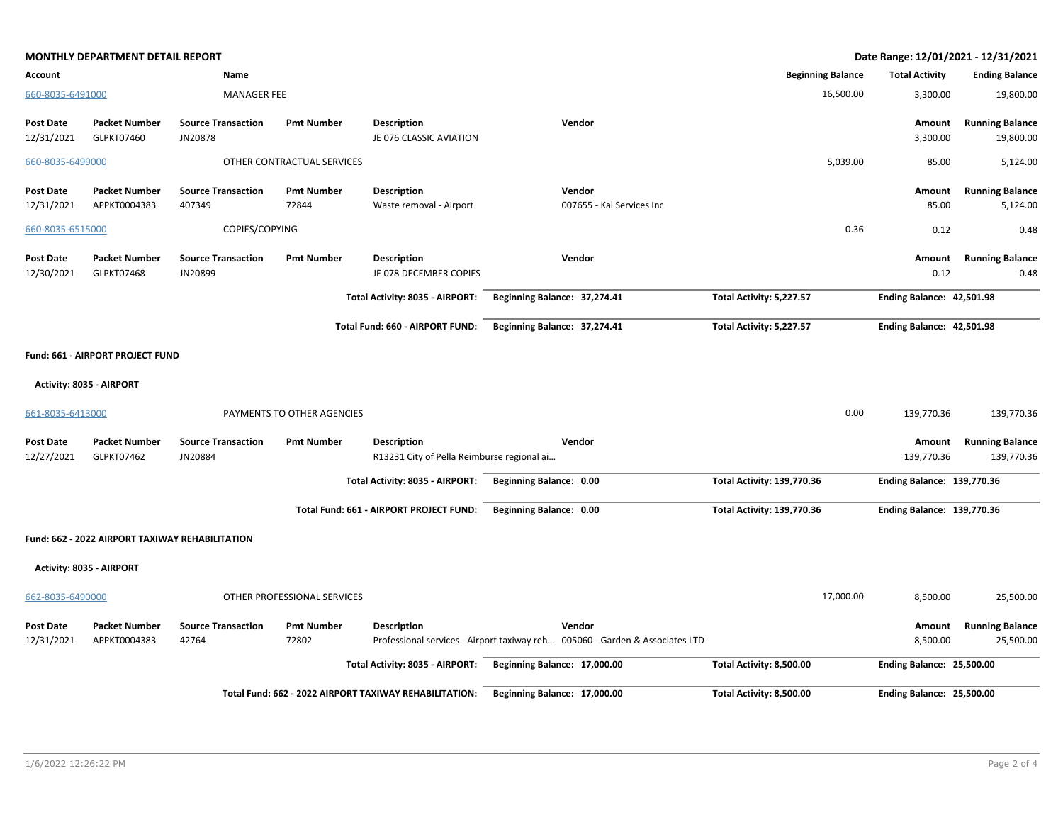**MONTHLY DEPARTMENT DETAIL REPORT** — Date Range: 12/01/2021 - 12/31/2021

| Account | Name | Beginning Balance | Total Activity | Ending Balance |
|---|---|---|---|---|
| 660-8035-6491000 | MANAGER FEE | 16,500.00 | 3,300.00 | 19,800.00 |

| Post Date | Packet Number | Source Transaction | Pmt Number | Description | Vendor | Amount | Running Balance |
|---|---|---|---|---|---|---|---|
| 12/31/2021 | GLPKT07460 | JN20878 | | JE 076 CLASSIC AVIATION | | 3,300.00 | 19,800.00 |

| Account | Name | Beginning Balance | Total Activity | Ending Balance |
|---|---|---|---|---|
| 660-8035-6499000 | OTHER CONTRACTUAL SERVICES | 5,039.00 | 85.00 | 5,124.00 |

| Post Date | Packet Number | Source Transaction | Pmt Number | Description | Vendor | Amount | Running Balance |
|---|---|---|---|---|---|---|---|
| 12/31/2021 | APPKT0004383 | 407349 | 72844 | Waste removal - Airport | 007655 - Kal Services Inc | 85.00 | 5,124.00 |

| Account | Name | Beginning Balance | Total Activity | Ending Balance |
|---|---|---|---|---|
| 660-8035-6515000 | COPIES/COPYING | 0.36 | 0.12 | 0.48 |

| Post Date | Packet Number | Source Transaction | Pmt Number | Description | Vendor | Amount | Running Balance |
|---|---|---|---|---|---|---|---|
| 12/30/2021 | GLPKT07468 | JN20899 | | JE 078 DECEMBER COPIES | | 0.12 | 0.48 |

**Total Activity: 8035 - AIRPORT:** Beginning Balance: 37,274.41 | Total Activity: 5,227.57 | Ending Balance: 42,501.98

**Total Fund: 660 - AIRPORT FUND:** Beginning Balance: 37,274.41 | Total Activity: 5,227.57 | Ending Balance: 42,501.98

**Fund: 661 - AIRPORT PROJECT FUND**

**Activity: 8035 - AIRPORT**

| Account | Name | Beginning Balance | Total Activity | Ending Balance |
|---|---|---|---|---|
| 661-8035-6413000 | PAYMENTS TO OTHER AGENCIES | 0.00 | 139,770.36 | 139,770.36 |

| Post Date | Packet Number | Source Transaction | Pmt Number | Description | Vendor | Amount | Running Balance |
|---|---|---|---|---|---|---|---|
| 12/27/2021 | GLPKT07462 | JN20884 | | R13231 City of Pella Reimburse regional ai... | | 139,770.36 | 139,770.36 |

**Total Activity: 8035 - AIRPORT:** Beginning Balance: 0.00 | Total Activity: 139,770.36 | Ending Balance: 139,770.36

**Total Fund: 661 - AIRPORT PROJECT FUND:** Beginning Balance: 0.00 | Total Activity: 139,770.36 | Ending Balance: 139,770.36

**Fund: 662 - 2022 AIRPORT TAXIWAY REHABILITATION**

**Activity: 8035 - AIRPORT**

| Account | Name | Beginning Balance | Total Activity | Ending Balance |
|---|---|---|---|---|
| 662-8035-6490000 | OTHER PROFESSIONAL SERVICES | 17,000.00 | 8,500.00 | 25,500.00 |

| Post Date | Packet Number | Source Transaction | Pmt Number | Description | Vendor | Amount | Running Balance |
|---|---|---|---|---|---|---|---|
| 12/31/2021 | APPKT0004383 | 42764 | 72802 | Professional services - Airport taxiway reh... | 005060 - Garden & Associates LTD | 8,500.00 | 25,500.00 |

**Total Activity: 8035 - AIRPORT:** Beginning Balance: 17,000.00 | Total Activity: 8,500.00 | Ending Balance: 25,500.00

**Total Fund: 662 - 2022 AIRPORT TAXIWAY REHABILITATION:** Beginning Balance: 17,000.00 | Total Activity: 8,500.00 | Ending Balance: 25,500.00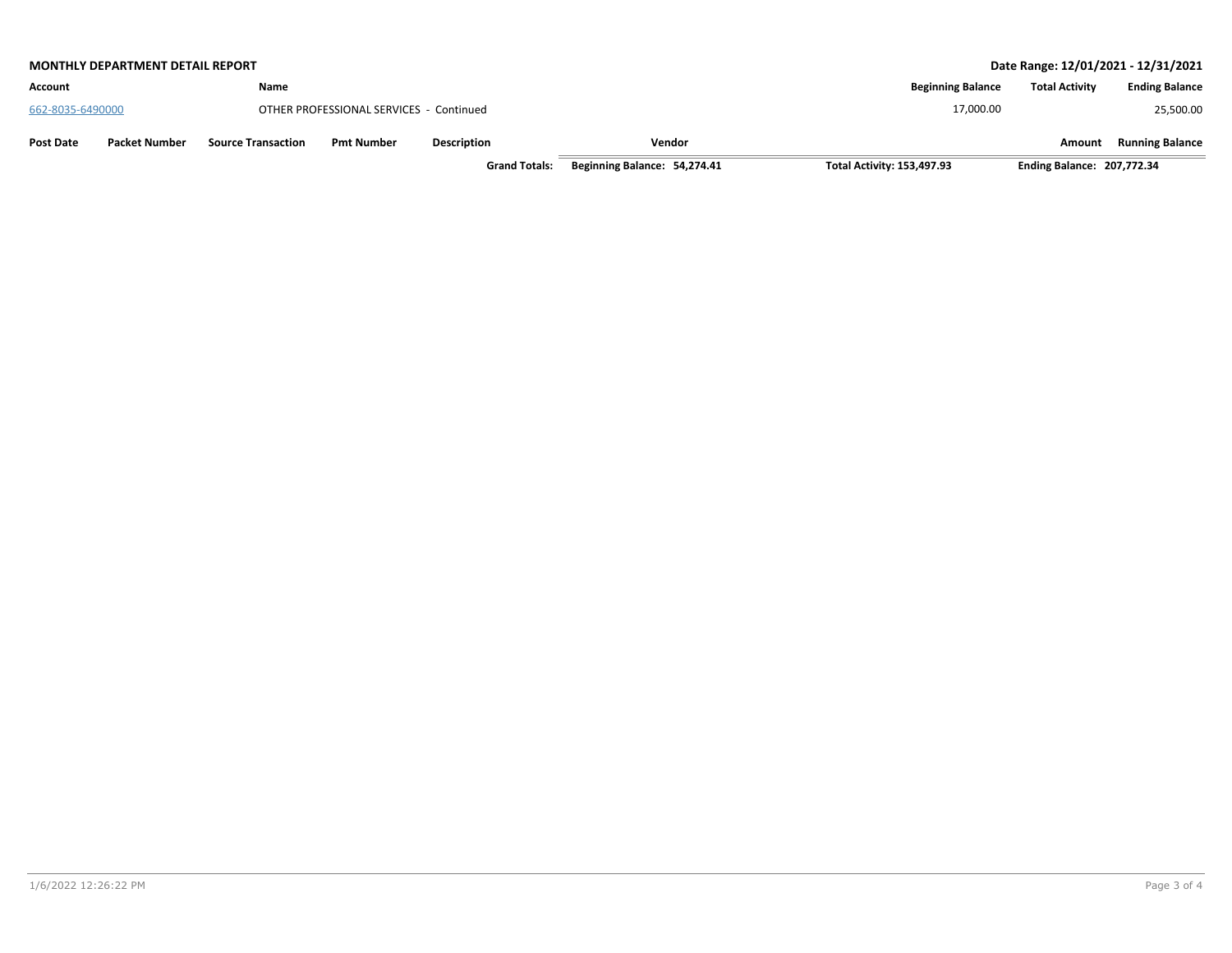**MONTHLY DEPARTMENT DETAIL REPORT** **Date Range: 12/01/2021 - 12/31/2021**

| Account | Name | Beginning Balance | Total Activity | Ending Balance |
|---|---|---|---|---|
| 662-8035-6490000 | OTHER PROFESSIONAL SERVICES - Continued | 17,000.00 | | 25,500.00 |

| Post Date | Packet Number | Source Transaction | Pmt Number | Description | Vendor | Amount | Running Balance |
|---|---|---|---|---|---|---|---|

**Grand Totals:** **Beginning Balance: 54,274.41** **Total Activity: 153,497.93** **Ending Balance: 207,772.34**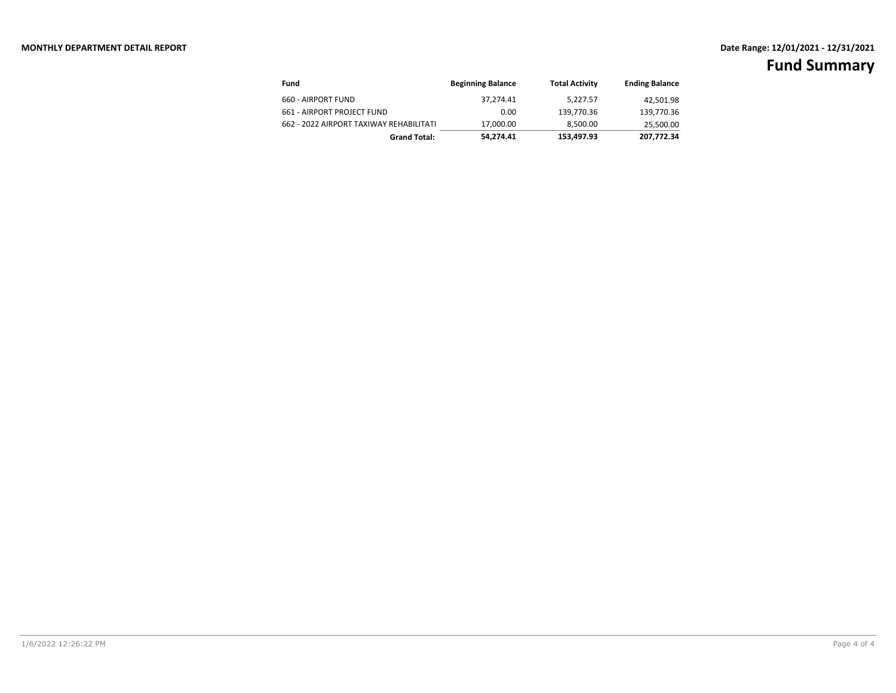**MONTHLY DEPARTMENT DETAIL REPORT**

**Date Range: 12/01/2021 - 12/31/2021**

# Fund Summary

| Fund | Beginning Balance | Total Activity | Ending Balance |
|---|---|---|---|
| 660 - AIRPORT FUND | 37,274.41 | 5,227.57 | 42,501.98 |
| 661 - AIRPORT PROJECT FUND | 0.00 | 139,770.36 | 139,770.36 |
| 662 - 2022 AIRPORT TAXIWAY REHABILITATI | 17,000.00 | 8,500.00 | 25,500.00 |
| **Grand Total:** | **54,274.41** | **153,497.93** | **207,772.34** |

1/6/2022 12:26:22 PM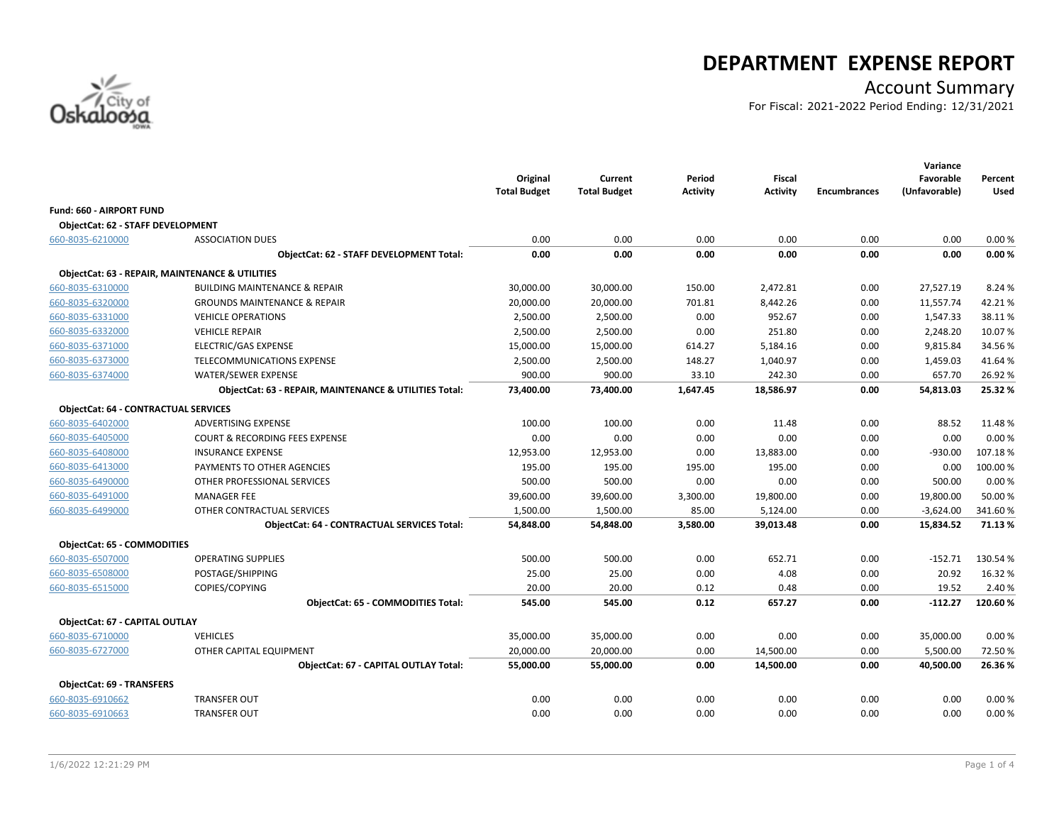# DEPARTMENT EXPENSE REPORT

## Account Summary

For Fiscal: 2021-2022 Period Ending: 12/31/2021

| | | Original Total Budget | Current Total Budget | Period Activity | Fiscal Activity | Encumbrances | Variance Favorable (Unfavorable) | Percent Used |
|---|---|---|---|---|---|---|---|---|
| **Fund: 660 - AIRPORT FUND** | | | | | | | | |
| **ObjectCat: 62 - STAFF DEVELOPMENT** | | | | | | | | |
| 660-8035-6210000 | ASSOCIATION DUES | 0.00 | 0.00 | 0.00 | 0.00 | 0.00 | 0.00 | 0.00 % |
| | **ObjectCat: 62 - STAFF DEVELOPMENT Total:** | **0.00** | **0.00** | **0.00** | **0.00** | **0.00** | **0.00** | **0.00 %** |
| **ObjectCat: 63 - REPAIR, MAINTENANCE & UTILITIES** | | | | | | | | |
| 660-8035-6310000 | BUILDING MAINTENANCE & REPAIR | 30,000.00 | 30,000.00 | 150.00 | 2,472.81 | 0.00 | 27,527.19 | 8.24 % |
| 660-8035-6320000 | GROUNDS MAINTENANCE & REPAIR | 20,000.00 | 20,000.00 | 701.81 | 8,442.26 | 0.00 | 11,557.74 | 42.21 % |
| 660-8035-6331000 | VEHICLE OPERATIONS | 2,500.00 | 2,500.00 | 0.00 | 952.67 | 0.00 | 1,547.33 | 38.11 % |
| 660-8035-6332000 | VEHICLE REPAIR | 2,500.00 | 2,500.00 | 0.00 | 251.80 | 0.00 | 2,248.20 | 10.07 % |
| 660-8035-6371000 | ELECTRIC/GAS EXPENSE | 15,000.00 | 15,000.00 | 614.27 | 5,184.16 | 0.00 | 9,815.84 | 34.56 % |
| 660-8035-6373000 | TELECOMMUNICATIONS EXPENSE | 2,500.00 | 2,500.00 | 148.27 | 1,040.97 | 0.00 | 1,459.03 | 41.64 % |
| 660-8035-6374000 | WATER/SEWER EXPENSE | 900.00 | 900.00 | 33.10 | 242.30 | 0.00 | 657.70 | 26.92 % |
| | **ObjectCat: 63 - REPAIR, MAINTENANCE & UTILITIES Total:** | **73,400.00** | **73,400.00** | **1,647.45** | **18,586.97** | **0.00** | **54,813.03** | **25.32 %** |
| **ObjectCat: 64 - CONTRACTUAL SERVICES** | | | | | | | | |
| 660-8035-6402000 | ADVERTISING EXPENSE | 100.00 | 100.00 | 0.00 | 11.48 | 0.00 | 88.52 | 11.48 % |
| 660-8035-6405000 | COURT & RECORDING FEES EXPENSE | 0.00 | 0.00 | 0.00 | 0.00 | 0.00 | 0.00 | 0.00 % |
| 660-8035-6408000 | INSURANCE EXPENSE | 12,953.00 | 12,953.00 | 0.00 | 13,883.00 | 0.00 | -930.00 | 107.18 % |
| 660-8035-6413000 | PAYMENTS TO OTHER AGENCIES | 195.00 | 195.00 | 195.00 | 195.00 | 0.00 | 0.00 | 100.00 % |
| 660-8035-6490000 | OTHER PROFESSIONAL SERVICES | 500.00 | 500.00 | 0.00 | 0.00 | 0.00 | 500.00 | 0.00 % |
| 660-8035-6491000 | MANAGER FEE | 39,600.00 | 39,600.00 | 3,300.00 | 19,800.00 | 0.00 | 19,800.00 | 50.00 % |
| 660-8035-6499000 | OTHER CONTRACTUAL SERVICES | 1,500.00 | 1,500.00 | 85.00 | 5,124.00 | 0.00 | -3,624.00 | 341.60 % |
| | **ObjectCat: 64 - CONTRACTUAL SERVICES Total:** | **54,848.00** | **54,848.00** | **3,580.00** | **39,013.48** | **0.00** | **15,834.52** | **71.13 %** |
| **ObjectCat: 65 - COMMODITIES** | | | | | | | | |
| 660-8035-6507000 | OPERATING SUPPLIES | 500.00 | 500.00 | 0.00 | 652.71 | 0.00 | -152.71 | 130.54 % |
| 660-8035-6508000 | POSTAGE/SHIPPING | 25.00 | 25.00 | 0.00 | 4.08 | 0.00 | 20.92 | 16.32 % |
| 660-8035-6515000 | COPIES/COPYING | 20.00 | 20.00 | 0.12 | 0.48 | 0.00 | 19.52 | 2.40 % |
| | **ObjectCat: 65 - COMMODITIES Total:** | **545.00** | **545.00** | **0.12** | **657.27** | **0.00** | **-112.27** | **120.60 %** |
| **ObjectCat: 67 - CAPITAL OUTLAY** | | | | | | | | |
| 660-8035-6710000 | VEHICLES | 35,000.00 | 35,000.00 | 0.00 | 0.00 | 0.00 | 35,000.00 | 0.00 % |
| 660-8035-6727000 | OTHER CAPITAL EQUIPMENT | 20,000.00 | 20,000.00 | 0.00 | 14,500.00 | 0.00 | 5,500.00 | 72.50 % |
| | **ObjectCat: 67 - CAPITAL OUTLAY Total:** | **55,000.00** | **55,000.00** | **0.00** | **14,500.00** | **0.00** | **40,500.00** | **26.36 %** |
| **ObjectCat: 69 - TRANSFERS** | | | | | | | | |
| 660-8035-6910662 | TRANSFER OUT | 0.00 | 0.00 | 0.00 | 0.00 | 0.00 | 0.00 | 0.00 % |
| 660-8035-6910663 | TRANSFER OUT | 0.00 | 0.00 | 0.00 | 0.00 | 0.00 | 0.00 | 0.00 % |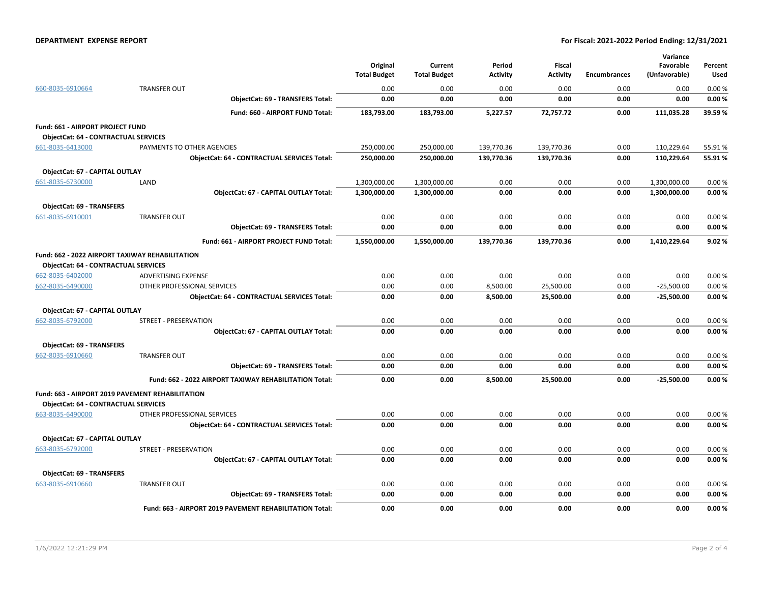| | | Original Total Budget | Current Total Budget | Period Activity | Fiscal Activity | Encumbrances | Variance Favorable (Unfavorable) | Percent Used |
|---|---|---|---|---|---|---|---|---|
| 660-8035-6910664 | TRANSFER OUT | 0.00 | 0.00 | 0.00 | 0.00 | 0.00 | 0.00 | 0.00 % |
| | **ObjectCat: 69 - TRANSFERS Total:** | **0.00** | **0.00** | **0.00** | **0.00** | **0.00** | **0.00** | **0.00 %** |
| | **Fund: 660 - AIRPORT FUND Total:** | **183,793.00** | **183,793.00** | **5,227.57** | **72,757.72** | **0.00** | **111,035.28** | **39.59 %** |
| **Fund: 661 - AIRPORT PROJECT FUND** | | | | | | | | |
| **ObjectCat: 64 - CONTRACTUAL SERVICES** | | | | | | | | |
| 661-8035-6413000 | PAYMENTS TO OTHER AGENCIES | 250,000.00 | 250,000.00 | 139,770.36 | 139,770.36 | 0.00 | 110,229.64 | 55.91 % |
| | **ObjectCat: 64 - CONTRACTUAL SERVICES Total:** | **250,000.00** | **250,000.00** | **139,770.36** | **139,770.36** | **0.00** | **110,229.64** | **55.91 %** |
| **ObjectCat: 67 - CAPITAL OUTLAY** | | | | | | | | |
| 661-8035-6730000 | LAND | 1,300,000.00 | 1,300,000.00 | 0.00 | 0.00 | 0.00 | 1,300,000.00 | 0.00 % |
| | **ObjectCat: 67 - CAPITAL OUTLAY Total:** | **1,300,000.00** | **1,300,000.00** | **0.00** | **0.00** | **0.00** | **1,300,000.00** | **0.00 %** |
| **ObjectCat: 69 - TRANSFERS** | | | | | | | | |
| 661-8035-6910001 | TRANSFER OUT | 0.00 | 0.00 | 0.00 | 0.00 | 0.00 | 0.00 | 0.00 % |
| | **ObjectCat: 69 - TRANSFERS Total:** | **0.00** | **0.00** | **0.00** | **0.00** | **0.00** | **0.00** | **0.00 %** |
| | **Fund: 661 - AIRPORT PROJECT FUND Total:** | **1,550,000.00** | **1,550,000.00** | **139,770.36** | **139,770.36** | **0.00** | **1,410,229.64** | **9.02 %** |
| **Fund: 662 - 2022 AIRPORT TAXIWAY REHABILITATION** | | | | | | | | |
| **ObjectCat: 64 - CONTRACTUAL SERVICES** | | | | | | | | |
| 662-8035-6402000 | ADVERTISING EXPENSE | 0.00 | 0.00 | 0.00 | 0.00 | 0.00 | 0.00 | 0.00 % |
| 662-8035-6490000 | OTHER PROFESSIONAL SERVICES | 0.00 | 0.00 | 8,500.00 | 25,500.00 | 0.00 | -25,500.00 | 0.00 % |
| | **ObjectCat: 64 - CONTRACTUAL SERVICES Total:** | **0.00** | **0.00** | **8,500.00** | **25,500.00** | **0.00** | **-25,500.00** | **0.00 %** |
| **ObjectCat: 67 - CAPITAL OUTLAY** | | | | | | | | |
| 662-8035-6792000 | STREET - PRESERVATION | 0.00 | 0.00 | 0.00 | 0.00 | 0.00 | 0.00 | 0.00 % |
| | **ObjectCat: 67 - CAPITAL OUTLAY Total:** | **0.00** | **0.00** | **0.00** | **0.00** | **0.00** | **0.00** | **0.00 %** |
| **ObjectCat: 69 - TRANSFERS** | | | | | | | | |
| 662-8035-6910660 | TRANSFER OUT | 0.00 | 0.00 | 0.00 | 0.00 | 0.00 | 0.00 | 0.00 % |
| | **ObjectCat: 69 - TRANSFERS Total:** | **0.00** | **0.00** | **0.00** | **0.00** | **0.00** | **0.00** | **0.00 %** |
| | **Fund: 662 - 2022 AIRPORT TAXIWAY REHABILITATION Total:** | **0.00** | **0.00** | **8,500.00** | **25,500.00** | **0.00** | **-25,500.00** | **0.00 %** |
| **Fund: 663 - AIRPORT 2019 PAVEMENT REHABILITATION** | | | | | | | | |
| **ObjectCat: 64 - CONTRACTUAL SERVICES** | | | | | | | | |
| 663-8035-6490000 | OTHER PROFESSIONAL SERVICES | 0.00 | 0.00 | 0.00 | 0.00 | 0.00 | 0.00 | 0.00 % |
| | **ObjectCat: 64 - CONTRACTUAL SERVICES Total:** | **0.00** | **0.00** | **0.00** | **0.00** | **0.00** | **0.00** | **0.00 %** |
| **ObjectCat: 67 - CAPITAL OUTLAY** | | | | | | | | |
| 663-8035-6792000 | STREET - PRESERVATION | 0.00 | 0.00 | 0.00 | 0.00 | 0.00 | 0.00 | 0.00 % |
| | **ObjectCat: 67 - CAPITAL OUTLAY Total:** | **0.00** | **0.00** | **0.00** | **0.00** | **0.00** | **0.00** | **0.00 %** |
| **ObjectCat: 69 - TRANSFERS** | | | | | | | | |
| 663-8035-6910660 | TRANSFER OUT | 0.00 | 0.00 | 0.00 | 0.00 | 0.00 | 0.00 | 0.00 % |
| | **ObjectCat: 69 - TRANSFERS Total:** | **0.00** | **0.00** | **0.00** | **0.00** | **0.00** | **0.00** | **0.00 %** |
| | **Fund: 663 - AIRPORT 2019 PAVEMENT REHABILITATION Total:** | **0.00** | **0.00** | **0.00** | **0.00** | **0.00** | **0.00** | **0.00 %** |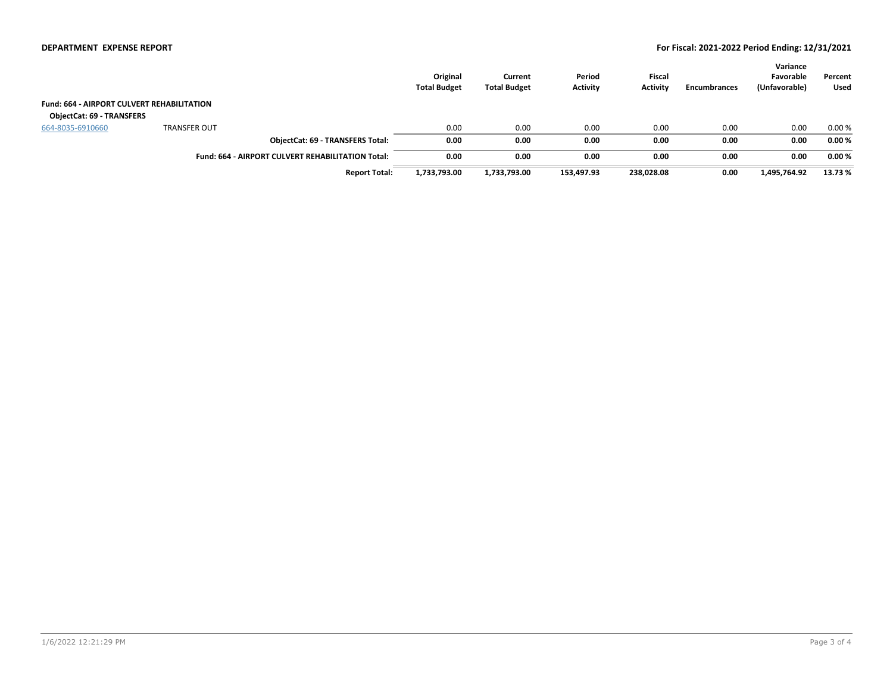**DEPARTMENT EXPENSE REPORT**

**For Fiscal: 2021-2022 Period Ending: 12/31/2021**

| | | Original Total Budget | Current Total Budget | Period Activity | Fiscal Activity | Encumbrances | Variance Favorable (Unfavorable) | Percent Used |
|---|---|---|---|---|---|---|---|---|
| **Fund: 664 - AIRPORT CULVERT REHABILITATION** | | | | | | | | |
| **ObjectCat: 69 - TRANSFERS** | | | | | | | | |
| 664-8035-6910660 | TRANSFER OUT | 0.00 | 0.00 | 0.00 | 0.00 | 0.00 | 0.00 | 0.00 % |
| | **ObjectCat: 69 - TRANSFERS Total:** | **0.00** | **0.00** | **0.00** | **0.00** | **0.00** | **0.00** | **0.00 %** |
| | **Fund: 664 - AIRPORT CULVERT REHABILITATION Total:** | **0.00** | **0.00** | **0.00** | **0.00** | **0.00** | **0.00** | **0.00 %** |
| | **Report Total:** | **1,733,793.00** | **1,733,793.00** | **153,497.93** | **238,028.08** | **0.00** | **1,495,764.92** | **13.73 %** |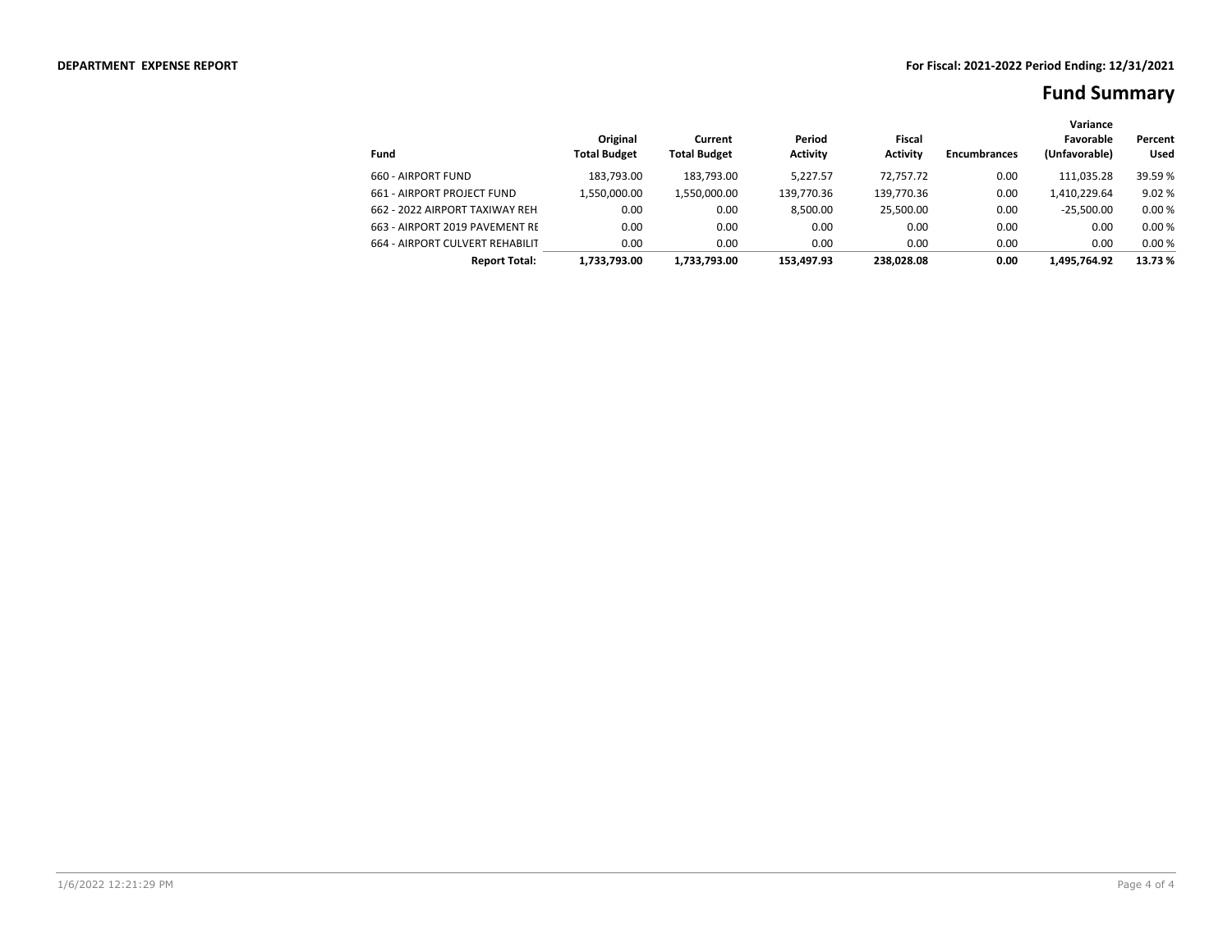**DEPARTMENT EXPENSE REPORT**

**For Fiscal: 2021-2022 Period Ending: 12/31/2021**

# Fund Summary

| Fund | Original Total Budget | Current Total Budget | Period Activity | Fiscal Activity | Encumbrances | Variance Favorable (Unfavorable) | Percent Used |
|---|---|---|---|---|---|---|---|
| 660 - AIRPORT FUND | 183,793.00 | 183,793.00 | 5,227.57 | 72,757.72 | 0.00 | 111,035.28 | 39.59 % |
| 661 - AIRPORT PROJECT FUND | 1,550,000.00 | 1,550,000.00 | 139,770.36 | 139,770.36 | 0.00 | 1,410,229.64 | 9.02 % |
| 662 - 2022 AIRPORT TAXIWAY REH | 0.00 | 0.00 | 8,500.00 | 25,500.00 | 0.00 | -25,500.00 | 0.00 % |
| 663 - AIRPORT 2019 PAVEMENT RE | 0.00 | 0.00 | 0.00 | 0.00 | 0.00 | 0.00 | 0.00 % |
| 664 - AIRPORT CULVERT REHABILIT | 0.00 | 0.00 | 0.00 | 0.00 | 0.00 | 0.00 | 0.00 % |
| **Report Total:** | **1,733,793.00** | **1,733,793.00** | **153,497.93** | **238,028.08** | **0.00** | **1,495,764.92** | **13.73 %** |

1/6/2022 12:21:29 PM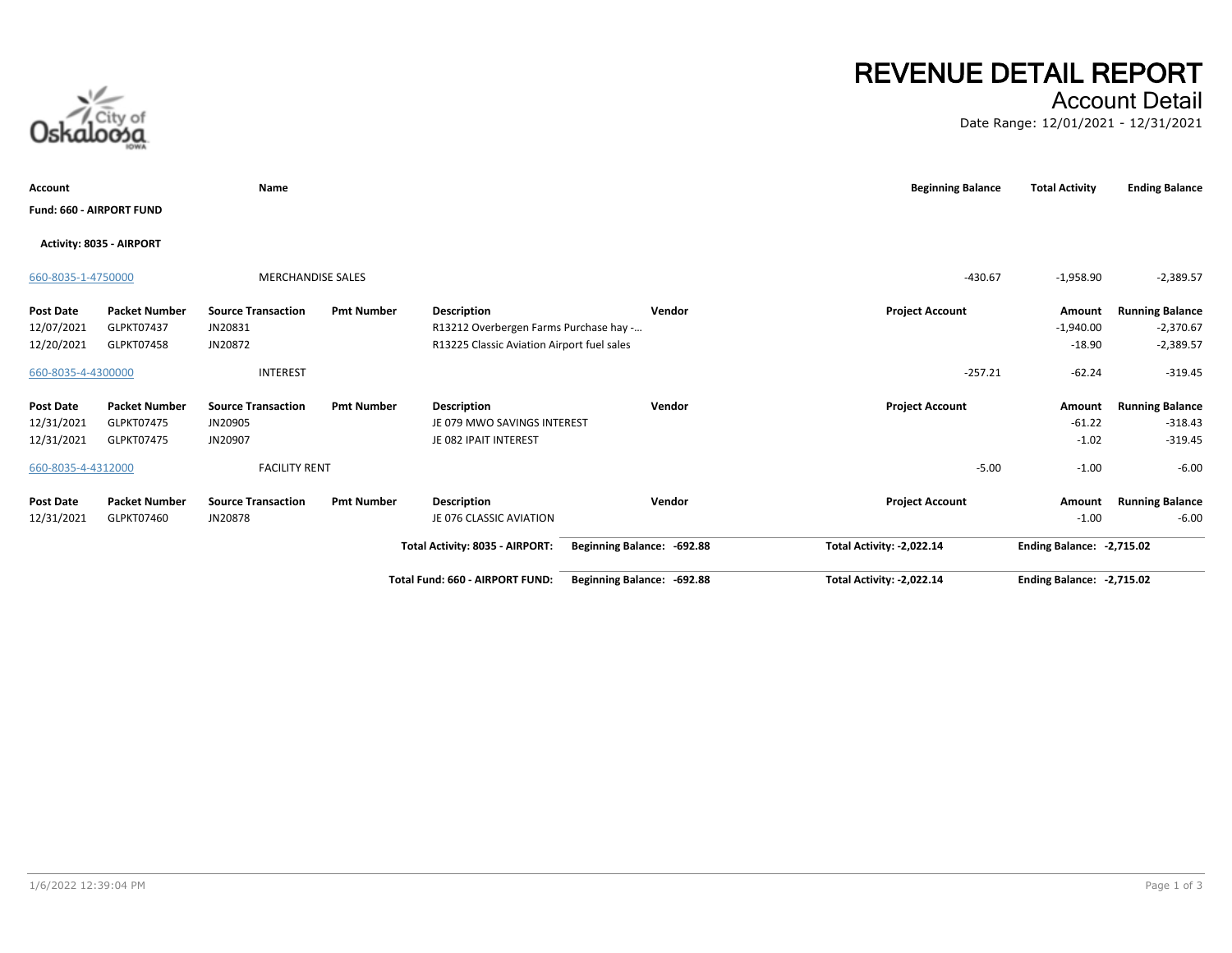# REVENUE DETAIL REPORT

## Account Detail

Date Range: 12/01/2021 - 12/31/2021

City of Oskaloosa IOWA

| Account | Name | Beginning Balance | Total Activity | Ending Balance |
|---|---|---|---|---|

**Fund: 660 - AIRPORT FUND**

**Activity: 8035 - AIRPORT**

| Account | Name | Beginning Balance | Total Activity | Ending Balance |
|---|---|---|---|---|
| 660-8035-1-4750000 | MERCHANDISE SALES | -430.67 | -1,958.90 | -2,389.57 |

| Post Date | Packet Number | Source Transaction | Pmt Number | Description | Vendor | Project Account | Amount | Running Balance |
|---|---|---|---|---|---|---|---|---|
| 12/07/2021 | GLPKT07437 | JN20831 | | R13212 Overbergen Farms Purchase hay -... | | | -1,940.00 | -2,370.67 |
| 12/20/2021 | GLPKT07458 | JN20872 | | R13225 Classic Aviation Airport fuel sales | | | -18.90 | -2,389.57 |

| Account | Name | Beginning Balance | Total Activity | Ending Balance |
|---|---|---|---|---|
| 660-8035-4-4300000 | INTEREST | -257.21 | -62.24 | -319.45 |

| Post Date | Packet Number | Source Transaction | Pmt Number | Description | Vendor | Project Account | Amount | Running Balance |
|---|---|---|---|---|---|---|---|---|
| 12/31/2021 | GLPKT07475 | JN20905 | | JE 079 MWO SAVINGS INTEREST | | | -61.22 | -318.43 |
| 12/31/2021 | GLPKT07475 | JN20907 | | JE 082 IPAIT INTEREST | | | -1.02 | -319.45 |

| Account | Name | Beginning Balance | Total Activity | Ending Balance |
|---|---|---|---|---|
| 660-8035-4-4312000 | FACILITY RENT | -5.00 | -1.00 | -6.00 |

| Post Date | Packet Number | Source Transaction | Pmt Number | Description | Vendor | Project Account | Amount | Running Balance |
|---|---|---|---|---|---|---|---|---|
| 12/31/2021 | GLPKT07460 | JN20878 | | JE 076 CLASSIC AVIATION | | | -1.00 | -6.00 |

| | Beginning Balance | Total Activity | Ending Balance |
|---|---|---|---|
| **Total Activity: 8035 - AIRPORT:** | **-692.88** | **-2,022.14** | **-2,715.02** |
| **Total Fund: 660 - AIRPORT FUND:** | **-692.88** | **-2,022.14** | **-2,715.02** |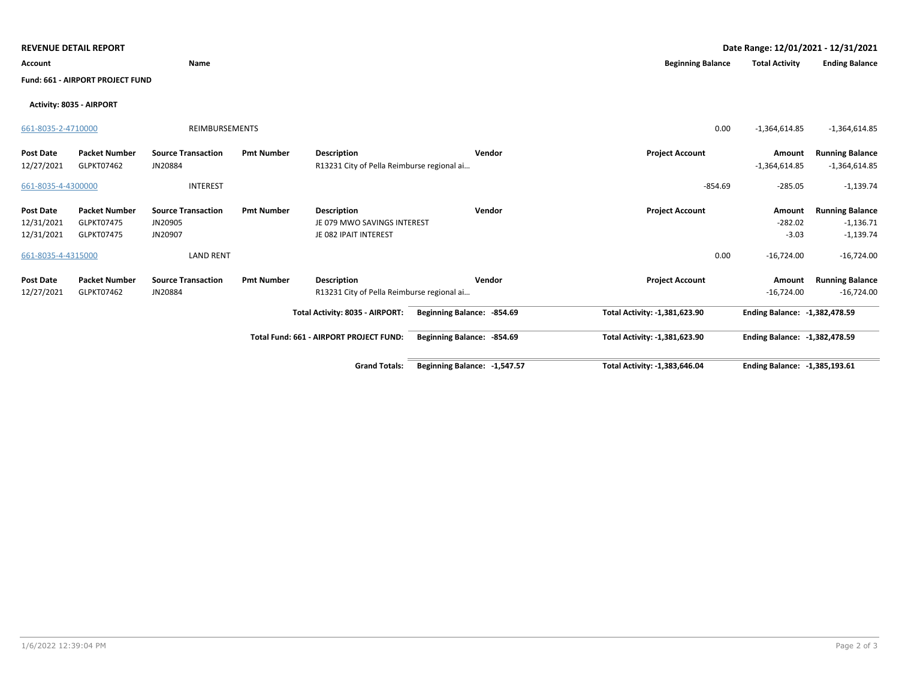**REVENUE DETAIL REPORT**

Date Range: 12/01/2021 - 12/31/2021

| Account | Name | Beginning Balance | Total Activity | Ending Balance |
|---|---|---|---|---|

**Fund: 661 - AIRPORT PROJECT FUND**

**Activity: 8035 - AIRPORT**

| Account | Name | Beginning Balance | Total Activity | Ending Balance |
|---|---|---|---|---|
| 661-8035-2-4710000 | REIMBURSEMENTS | 0.00 | -1,364,614.85 | -1,364,614.85 |

| Post Date | Packet Number | Source Transaction | Pmt Number | Description | Vendor | Project Account | Amount | Running Balance |
|---|---|---|---|---|---|---|---|---|
| 12/27/2021 | GLPKT07462 | JN20884 | | R13231 City of Pella Reimburse regional ai… | | | -1,364,614.85 | -1,364,614.85 |

| Account | Name | Beginning Balance | Total Activity | Ending Balance |
|---|---|---|---|---|
| 661-8035-4-4300000 | INTEREST | -854.69 | -285.05 | -1,139.74 |

| Post Date | Packet Number | Source Transaction | Pmt Number | Description | Vendor | Project Account | Amount | Running Balance |
|---|---|---|---|---|---|---|---|---|
| 12/31/2021 | GLPKT07475 | JN20905 | | JE 079 MWO SAVINGS INTEREST | | | -282.02 | -1,136.71 |
| 12/31/2021 | GLPKT07475 | JN20907 | | JE 082 IPAIT INTEREST | | | -3.03 | -1,139.74 |

| Account | Name | Beginning Balance | Total Activity | Ending Balance |
|---|---|---|---|---|
| 661-8035-4-4315000 | LAND RENT | 0.00 | -16,724.00 | -16,724.00 |

| Post Date | Packet Number | Source Transaction | Pmt Number | Description | Vendor | Project Account | Amount | Running Balance |
|---|---|---|---|---|---|---|---|---|
| 12/27/2021 | GLPKT07462 | JN20884 | | R13231 City of Pella Reimburse regional ai… | | | -16,724.00 | -16,724.00 |

| | Beginning Balance | Total Activity | Ending Balance |
|---|---|---|---|
| **Total Activity: 8035 - AIRPORT:** | **-854.69** | **-1,381,623.90** | **-1,382,478.59** |
| **Total Fund: 661 - AIRPORT PROJECT FUND:** | **-854.69** | **-1,381,623.90** | **-1,382,478.59** |
| **Grand Totals:** | **-1,547.57** | **-1,383,646.04** | **-1,385,193.61** |

1/6/2022 12:39:04 PM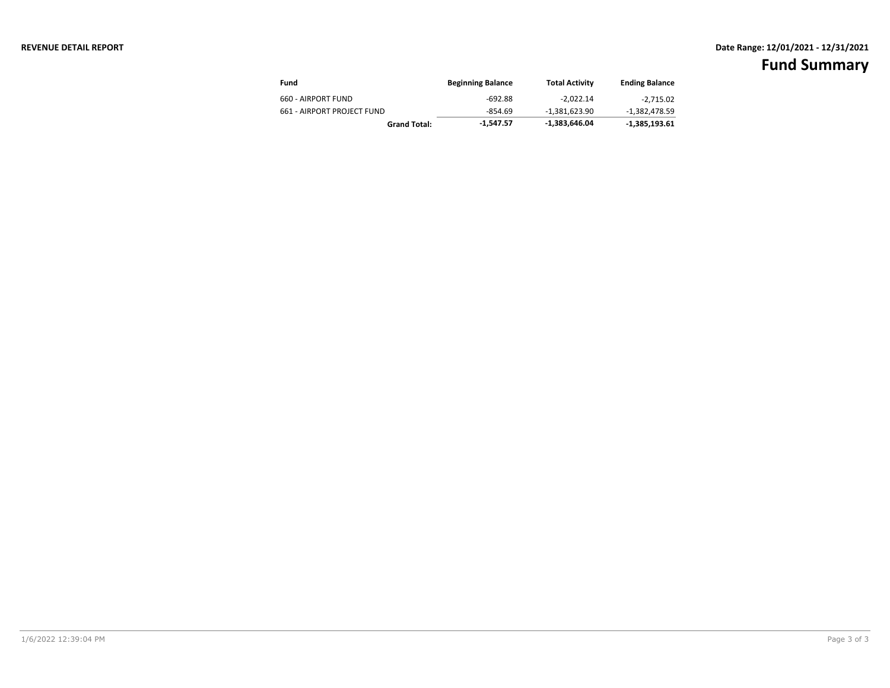**REVENUE DETAIL REPORT**

**Date Range: 12/01/2021 - 12/31/2021**

# Fund Summary

| Fund | Beginning Balance | Total Activity | Ending Balance |
|---|---|---|---|
| 660 - AIRPORT FUND | -692.88 | -2,022.14 | -2,715.02 |
| 661 - AIRPORT PROJECT FUND | -854.69 | -1,381,623.90 | -1,382,478.59 |
| **Grand Total:** | **-1,547.57** | **-1,383,646.04** | **-1,385,193.61** |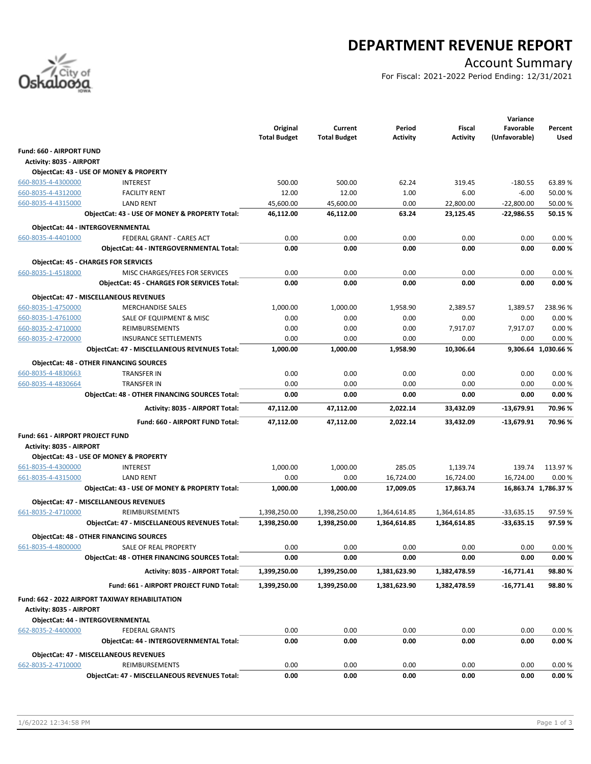# DEPARTMENT REVENUE REPORT

## Account Summary

For Fiscal: 2021-2022 Period Ending: 12/31/2021

| | | Original Total Budget | Current Total Budget | Period Activity | Fiscal Activity | Variance Favorable (Unfavorable) | Percent Used |
|---|---|---|---|---|---|---|---|
| **Fund: 660 - AIRPORT FUND** | | | | | | | |
| **Activity: 8035 - AIRPORT** | | | | | | | |
| **ObjectCat: 43 - USE OF MONEY & PROPERTY** | | | | | | | |
| 660-8035-4-4300000 | INTEREST | 500.00 | 500.00 | 62.24 | 319.45 | -180.55 | 63.89 % |
| 660-8035-4-4312000 | FACILITY RENT | 12.00 | 12.00 | 1.00 | 6.00 | -6.00 | 50.00 % |
| 660-8035-4-4315000 | LAND RENT | 45,600.00 | 45,600.00 | 0.00 | 22,800.00 | -22,800.00 | 50.00 % |
| | **ObjectCat: 43 - USE OF MONEY & PROPERTY Total:** | **46,112.00** | **46,112.00** | **63.24** | **23,125.45** | **-22,986.55** | **50.15 %** |
| **ObjectCat: 44 - INTERGOVERNMENTAL** | | | | | | | |
| 660-8035-4-4401000 | FEDERAL GRANT - CARES ACT | 0.00 | 0.00 | 0.00 | 0.00 | 0.00 | 0.00 % |
| | **ObjectCat: 44 - INTERGOVERNMENTAL Total:** | **0.00** | **0.00** | **0.00** | **0.00** | **0.00** | **0.00 %** |
| **ObjectCat: 45 - CHARGES FOR SERVICES** | | | | | | | |
| 660-8035-1-4518000 | MISC CHARGES/FEES FOR SERVICES | 0.00 | 0.00 | 0.00 | 0.00 | 0.00 | 0.00 % |
| | **ObjectCat: 45 - CHARGES FOR SERVICES Total:** | **0.00** | **0.00** | **0.00** | **0.00** | **0.00** | **0.00 %** |
| **ObjectCat: 47 - MISCELLANEOUS REVENUES** | | | | | | | |
| 660-8035-1-4750000 | MERCHANDISE SALES | 1,000.00 | 1,000.00 | 1,958.90 | 2,389.57 | 1,389.57 | 238.96 % |
| 660-8035-1-4761000 | SALE OF EQUIPMENT & MISC | 0.00 | 0.00 | 0.00 | 0.00 | 0.00 | 0.00 % |
| 660-8035-2-4710000 | REIMBURSEMENTS | 0.00 | 0.00 | 0.00 | 7,917.07 | 7,917.07 | 0.00 % |
| 660-8035-2-4720000 | INSURANCE SETTLEMENTS | 0.00 | 0.00 | 0.00 | 0.00 | 0.00 | 0.00 % |
| | **ObjectCat: 47 - MISCELLANEOUS REVENUES Total:** | **1,000.00** | **1,000.00** | **1,958.90** | **10,306.64** | **9,306.64** | **1,030.66 %** |
| **ObjectCat: 48 - OTHER FINANCING SOURCES** | | | | | | | |
| 660-8035-4-4830663 | TRANSFER IN | 0.00 | 0.00 | 0.00 | 0.00 | 0.00 | 0.00 % |
| 660-8035-4-4830664 | TRANSFER IN | 0.00 | 0.00 | 0.00 | 0.00 | 0.00 | 0.00 % |
| | **ObjectCat: 48 - OTHER FINANCING SOURCES Total:** | **0.00** | **0.00** | **0.00** | **0.00** | **0.00** | **0.00 %** |
| | **Activity: 8035 - AIRPORT Total:** | **47,112.00** | **47,112.00** | **2,022.14** | **33,432.09** | **-13,679.91** | **70.96 %** |
| | **Fund: 660 - AIRPORT FUND Total:** | **47,112.00** | **47,112.00** | **2,022.14** | **33,432.09** | **-13,679.91** | **70.96 %** |
| **Fund: 661 - AIRPORT PROJECT FUND** | | | | | | | |
| **Activity: 8035 - AIRPORT** | | | | | | | |
| **ObjectCat: 43 - USE OF MONEY & PROPERTY** | | | | | | | |
| 661-8035-4-4300000 | INTEREST | 1,000.00 | 1,000.00 | 285.05 | 1,139.74 | 139.74 | 113.97 % |
| 661-8035-4-4315000 | LAND RENT | 0.00 | 0.00 | 16,724.00 | 16,724.00 | 16,724.00 | 0.00 % |
| | **ObjectCat: 43 - USE OF MONEY & PROPERTY Total:** | **1,000.00** | **1,000.00** | **17,009.05** | **17,863.74** | **16,863.74** | **1,786.37 %** |
| **ObjectCat: 47 - MISCELLANEOUS REVENUES** | | | | | | | |
| 661-8035-2-4710000 | REIMBURSEMENTS | 1,398,250.00 | 1,398,250.00 | 1,364,614.85 | 1,364,614.85 | -33,635.15 | 97.59 % |
| | **ObjectCat: 47 - MISCELLANEOUS REVENUES Total:** | **1,398,250.00** | **1,398,250.00** | **1,364,614.85** | **1,364,614.85** | **-33,635.15** | **97.59 %** |
| **ObjectCat: 48 - OTHER FINANCING SOURCES** | | | | | | | |
| 661-8035-4-4800000 | SALE OF REAL PROPERTY | 0.00 | 0.00 | 0.00 | 0.00 | 0.00 | 0.00 % |
| | **ObjectCat: 48 - OTHER FINANCING SOURCES Total:** | **0.00** | **0.00** | **0.00** | **0.00** | **0.00** | **0.00 %** |
| | **Activity: 8035 - AIRPORT Total:** | **1,399,250.00** | **1,399,250.00** | **1,381,623.90** | **1,382,478.59** | **-16,771.41** | **98.80 %** |
| | **Fund: 661 - AIRPORT PROJECT FUND Total:** | **1,399,250.00** | **1,399,250.00** | **1,381,623.90** | **1,382,478.59** | **-16,771.41** | **98.80 %** |
| **Fund: 662 - 2022 AIRPORT TAXIWAY REHABILITATION** | | | | | | | |
| **Activity: 8035 - AIRPORT** | | | | | | | |
| **ObjectCat: 44 - INTERGOVERNMENTAL** | | | | | | | |
| 662-8035-2-4400000 | FEDERAL GRANTS | 0.00 | 0.00 | 0.00 | 0.00 | 0.00 | 0.00 % |
| | **ObjectCat: 44 - INTERGOVERNMENTAL Total:** | **0.00** | **0.00** | **0.00** | **0.00** | **0.00** | **0.00 %** |
| **ObjectCat: 47 - MISCELLANEOUS REVENUES** | | | | | | | |
| 662-8035-2-4710000 | REIMBURSEMENTS | 0.00 | 0.00 | 0.00 | 0.00 | 0.00 | 0.00 % |
| | **ObjectCat: 47 - MISCELLANEOUS REVENUES Total:** | **0.00** | **0.00** | **0.00** | **0.00** | **0.00** | **0.00 %** |

1/6/2022 12:34:58 PM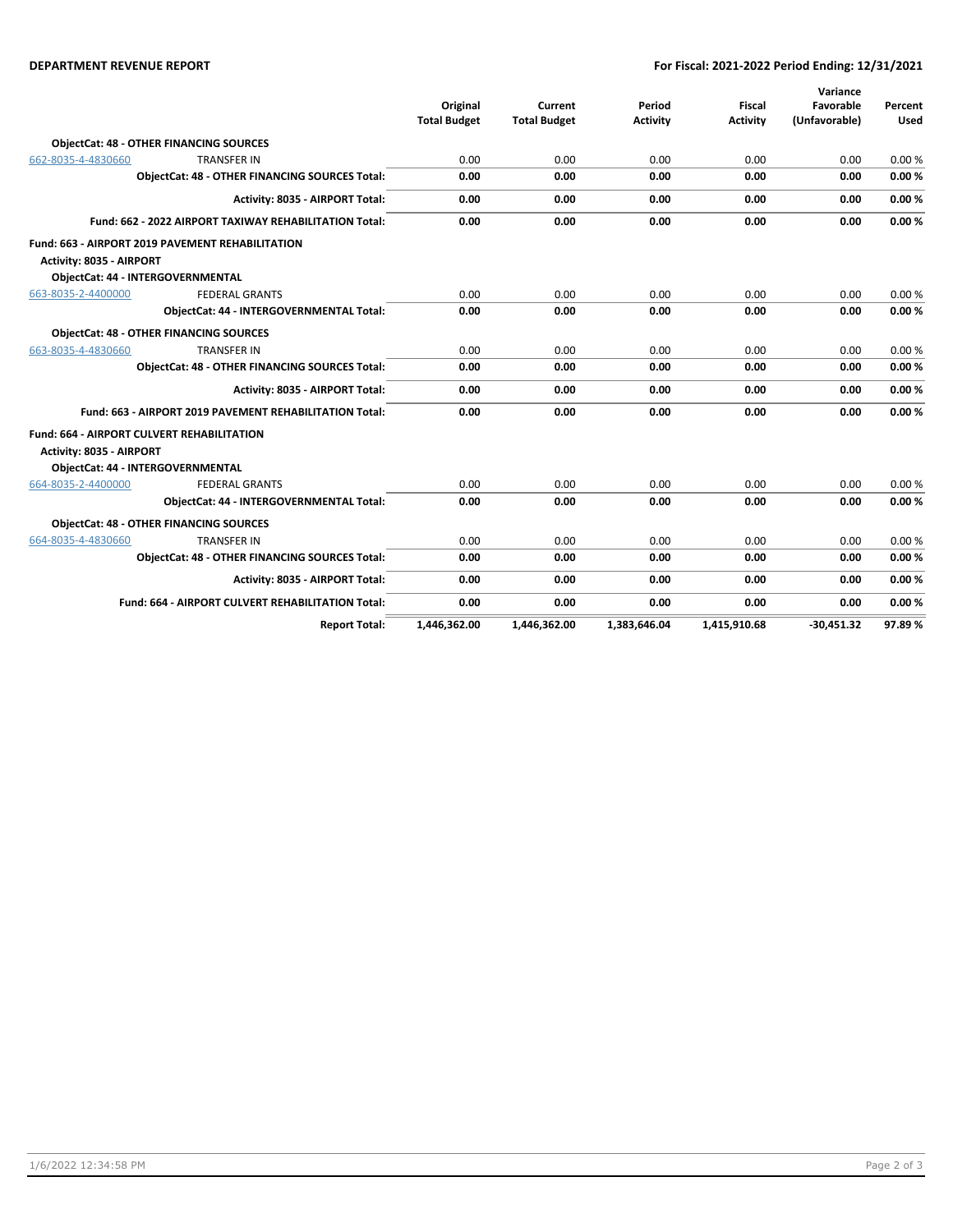**DEPARTMENT REVENUE REPORT** — **For Fiscal: 2021-2022 Period Ending: 12/31/2021**

| | | Original Total Budget | Current Total Budget | Period Activity | Fiscal Activity | Variance Favorable (Unfavorable) | Percent Used |
|---|---|---|---|---|---|---|---|
| **ObjectCat: 48 - OTHER FINANCING SOURCES** | | | | | | | |
| 662-8035-4-4830660 | TRANSFER IN | 0.00 | 0.00 | 0.00 | 0.00 | 0.00 | 0.00 % |
| | **ObjectCat: 48 - OTHER FINANCING SOURCES Total:** | **0.00** | **0.00** | **0.00** | **0.00** | **0.00** | **0.00 %** |
| | **Activity: 8035 - AIRPORT Total:** | **0.00** | **0.00** | **0.00** | **0.00** | **0.00** | **0.00 %** |
| | **Fund: 662 - 2022 AIRPORT TAXIWAY REHABILITATION Total:** | **0.00** | **0.00** | **0.00** | **0.00** | **0.00** | **0.00 %** |
| **Fund: 663 - AIRPORT 2019 PAVEMENT REHABILITATION** | | | | | | | |
| **Activity: 8035 - AIRPORT** | | | | | | | |
| **ObjectCat: 44 - INTERGOVERNMENTAL** | | | | | | | |
| 663-8035-2-4400000 | FEDERAL GRANTS | 0.00 | 0.00 | 0.00 | 0.00 | 0.00 | 0.00 % |
| | **ObjectCat: 44 - INTERGOVERNMENTAL Total:** | **0.00** | **0.00** | **0.00** | **0.00** | **0.00** | **0.00 %** |
| **ObjectCat: 48 - OTHER FINANCING SOURCES** | | | | | | | |
| 663-8035-4-4830660 | TRANSFER IN | 0.00 | 0.00 | 0.00 | 0.00 | 0.00 | 0.00 % |
| | **ObjectCat: 48 - OTHER FINANCING SOURCES Total:** | **0.00** | **0.00** | **0.00** | **0.00** | **0.00** | **0.00 %** |
| | **Activity: 8035 - AIRPORT Total:** | **0.00** | **0.00** | **0.00** | **0.00** | **0.00** | **0.00 %** |
| | **Fund: 663 - AIRPORT 2019 PAVEMENT REHABILITATION Total:** | **0.00** | **0.00** | **0.00** | **0.00** | **0.00** | **0.00 %** |
| **Fund: 664 - AIRPORT CULVERT REHABILITATION** | | | | | | | |
| **Activity: 8035 - AIRPORT** | | | | | | | |
| **ObjectCat: 44 - INTERGOVERNMENTAL** | | | | | | | |
| 664-8035-2-4400000 | FEDERAL GRANTS | 0.00 | 0.00 | 0.00 | 0.00 | 0.00 | 0.00 % |
| | **ObjectCat: 44 - INTERGOVERNMENTAL Total:** | **0.00** | **0.00** | **0.00** | **0.00** | **0.00** | **0.00 %** |
| **ObjectCat: 48 - OTHER FINANCING SOURCES** | | | | | | | |
| 664-8035-4-4830660 | TRANSFER IN | 0.00 | 0.00 | 0.00 | 0.00 | 0.00 | 0.00 % |
| | **ObjectCat: 48 - OTHER FINANCING SOURCES Total:** | **0.00** | **0.00** | **0.00** | **0.00** | **0.00** | **0.00 %** |
| | **Activity: 8035 - AIRPORT Total:** | **0.00** | **0.00** | **0.00** | **0.00** | **0.00** | **0.00 %** |
| | **Fund: 664 - AIRPORT CULVERT REHABILITATION Total:** | **0.00** | **0.00** | **0.00** | **0.00** | **0.00** | **0.00 %** |
| | **Report Total:** | **1,446,362.00** | **1,446,362.00** | **1,383,646.04** | **1,415,910.68** | **-30,451.32** | **97.89 %** |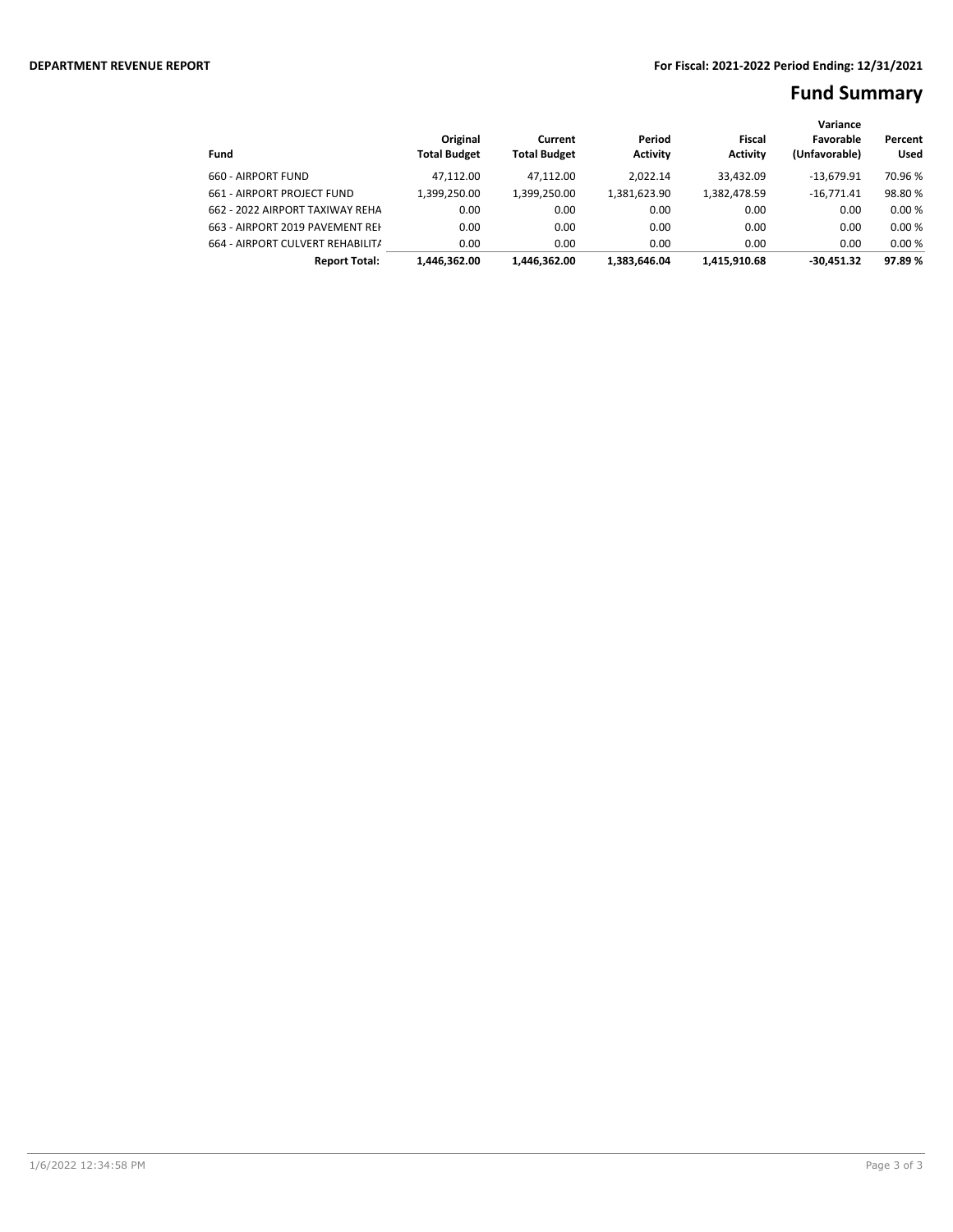**DEPARTMENT REVENUE REPORT** **For Fiscal: 2021-2022 Period Ending: 12/31/2021**

# Fund Summary

| Fund | Original Total Budget | Current Total Budget | Period Activity | Fiscal Activity | Variance Favorable (Unfavorable) | Percent Used |
|---|---|---|---|---|---|---|
| 660 - AIRPORT FUND | 47,112.00 | 47,112.00 | 2,022.14 | 33,432.09 | -13,679.91 | 70.96 % |
| 661 - AIRPORT PROJECT FUND | 1,399,250.00 | 1,399,250.00 | 1,381,623.90 | 1,382,478.59 | -16,771.41 | 98.80 % |
| 662 - 2022 AIRPORT TAXIWAY REHA | 0.00 | 0.00 | 0.00 | 0.00 | 0.00 | 0.00 % |
| 663 - AIRPORT 2019 PAVEMENT REI | 0.00 | 0.00 | 0.00 | 0.00 | 0.00 | 0.00 % |
| 664 - AIRPORT CULVERT REHABILIT/ | 0.00 | 0.00 | 0.00 | 0.00 | 0.00 | 0.00 % |
| **Report Total:** | **1,446,362.00** | **1,446,362.00** | **1,383,646.04** | **1,415,910.68** | **-30,451.32** | **97.89 %** |

1/6/2022 12:34:58 PM